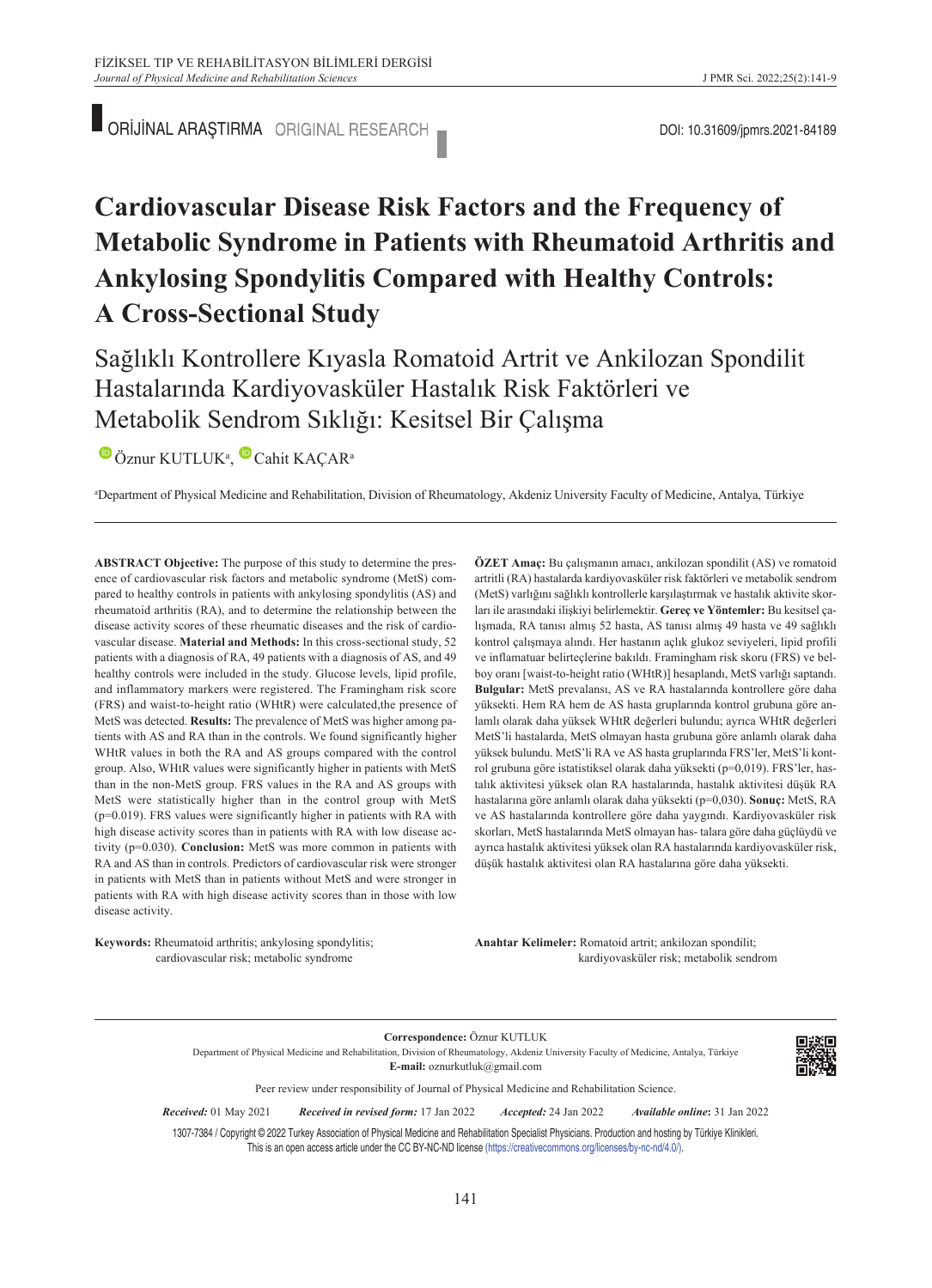ORİJİNAL ARAŞTIRMA ORIGINAL RESEARCH

DOI: 10.31609/jpmrs.2021-84189

# Cardiovascular Disease Risk Factors and the Frequency of Metabolic Syndrome in Patients with Rheumatoid Arthritis and Ankylosing Spondylitis Compared with Healthy Controls: A Cross-Sectional Study

## Sağlıklı Kontrollere Kıyasla Romatoid Artrit ve Ankilozan Spondilit Hastalarında Kardiyovasküler Hastalık Risk Faktörleri ve Metabolik Sendrom Sıklığı: Kesitsel Bir Çalışma

Öznur KUTLUK[a], Cahit KAÇAR[a]

[a]Department of Physical Medicine and Rehabilitation, Division of Rheumatology, Akdeniz University Faculty of Medicine, Antalya, Türkiye

**ABSTRACT Objective:** The purpose of this study to determine the presence of cardiovascular risk factors and metabolic syndrome (MetS) compared to healthy controls in patients with ankylosing spondylitis (AS) and rheumatoid arthritis (RA), and to determine the relationship between the disease activity scores of these rheumatic diseases and the risk of cardiovascular disease. **Material and Methods:** In this cross-sectional study, 52 patients with a diagnosis of RA, 49 patients with a diagnosis of AS, and 49 healthy controls were included in the study. Glucose levels, lipid profile, and inflammatory markers were registered. The Framingham risk score (FRS) and waist-to-height ratio (WHtR) were calculated,the presence of MetS was detected. **Results:** The prevalence of MetS was higher among patients with AS and RA than in the controls. We found significantly higher WHtR values in both the RA and AS groups compared with the control group. Also, WHtR values were significantly higher in patients with MetS than in the non-MetS group. FRS values in the RA and AS groups with MetS were statistically higher than in the control group with MetS (p=0.019). FRS values were significantly higher in patients with RA with high disease activity scores than in patients with RA with low disease activity (p=0.030). **Conclusion:** MetS was more common in patients with RA and AS than in controls. Predictors of cardiovascular risk were stronger in patients with MetS than in patients without MetS and were stronger in patients with RA with high disease activity scores than in those with low disease activity.

**Keywords:** Rheumatoid arthritis; ankylosing spondylitis; cardiovascular risk; metabolic syndrome

**ÖZET Amaç:** Bu çalışmanın amacı, ankilozan spondilit (AS) ve romatoid artritli (RA) hastalarda kardiyovasküler risk faktörleri ve metabolik sendrom (MetS) varlığını sağlıklı kontrollerle karşılaştırmak ve hastalık aktivite skorları ile arasındaki ilişkiyi belirlemektir. **Gereç ve Yöntemler:** Bu kesitsel çalışmada, RA tanısı almış 52 hasta, AS tanısı almış 49 hasta ve 49 sağlıklı kontrol çalışmaya alındı. Her hastanın açlık glukoz seviyeleri, lipid profili ve inflamatuar belirteçlerine bakıldı. Framingham risk skoru (FRS) ve bel-boy oranı [waist-to-height ratio (WHtR)] hesaplandı, MetS varlığı saptandı. **Bulgular:** MetS prevalansı, AS ve RA hastalarında kontrollere göre daha yüksekti. Hem RA hem de AS hasta gruplarında kontrol grubuna göre anlamlı olarak daha yüksek WHtR değerleri bulundu; ayrıca WHtR değerleri MetS'li hastalarda, MetS olmayan hasta grubuna göre anlamlı olarak daha yüksek bulundu. MetS'li RA ve AS hasta gruplarında FRS'ler, MetS'li kontrol grubuna göre istatistiksel olarak daha yüksekti (p=0,019). FRS'ler, hastalık aktivitesi yüksek olan RA hastalarında, hastalık aktivitesi düşük RA hastalarına göre anlamlı olarak daha yüksekti (p=0,030). **Sonuç:** MetS, RA ve AS hastalarında kontrollere göre daha yaygındı. Kardiyovasküler risk skorları, MetS hastalarında MetS olmayan has- talara göre daha güçlüydü ve ayrıca hastalık aktivitesi yüksek olan RA hastalarında kardiyovasküler risk, düşük hastalık aktivitesi olan RA hastalarına göre daha yüksekti.

**Anahtar Kelimeler:** Romatoid artrit; ankilozan spondilit; kardiyovasküler risk; metabolik sendrom

**Correspondence:** Öznur KUTLUK
Department of Physical Medicine and Rehabilitation, Division of Rheumatology, Akdeniz University Faculty of Medicine, Antalya, Türkiye
**E-mail:** oznurkutluk@gmail.com

Peer review under responsibility of Journal of Physical Medicine and Rehabilitation Science.

*Received:* 01 May 2021 *Received in revised form:* 17 Jan 2022 *Accepted:* 24 Jan 2022 *Available online*: 31 Jan 2022

1307-7384 / Copyright © 2022 Turkey Association of Physical Medicine and Rehabilitation Specialist Physicians. Production and hosting by Türkiye Klinikleri. This is an open access article under the CC BY-NC-ND license (https://creativecommons.org/licenses/by-nc-nd/4.0/).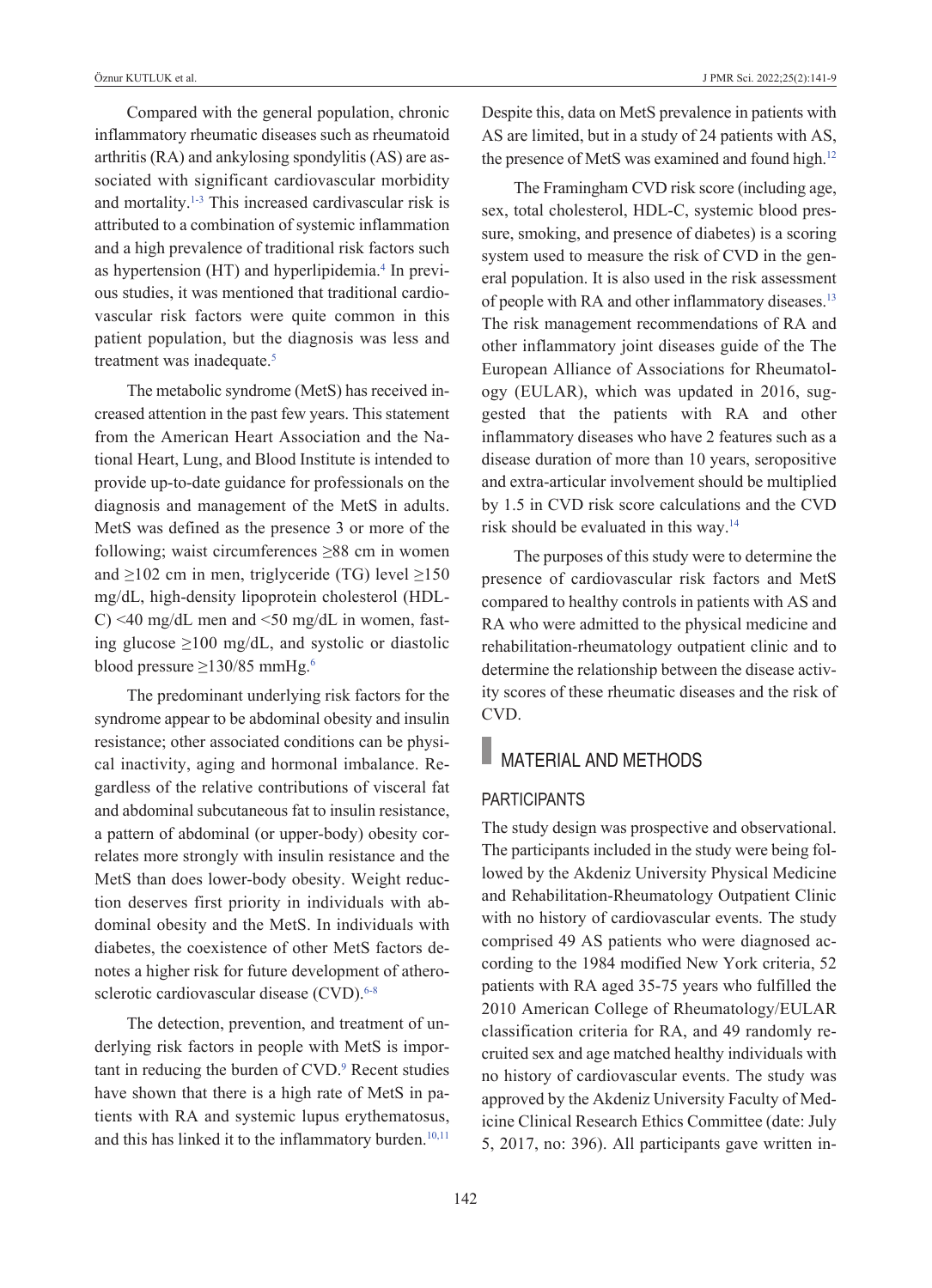Compared with the general population, chronic inflammatory rheumatic diseases such as rheumatoid arthritis (RA) and ankylosing spondylitis (AS) are associated with significant cardiovascular morbidity and mortality.[1-3] This increased cardivascular risk is attributed to a combination of systemic inflammation and a high prevalence of traditional risk factors such as hypertension (HT) and hyperlipidemia.[4] In previous studies, it was mentioned that traditional cardiovascular risk factors were quite common in this patient population, but the diagnosis was less and treatment was inadequate.[5]

The metabolic syndrome (MetS) has received increased attention in the past few years. This statement from the American Heart Association and the National Heart, Lung, and Blood Institute is intended to provide up-to-date guidance for professionals on the diagnosis and management of the MetS in adults. MetS was defined as the presence 3 or more of the following; waist circumferences ≥88 cm in women and ≥102 cm in men, triglyceride (TG) level ≥150 mg/dL, high-density lipoprotein cholesterol (HDL-C) <40 mg/dL men and <50 mg/dL in women, fasting glucose ≥100 mg/dL, and systolic or diastolic blood pressure ≥130/85 mmHg.[6]

The predominant underlying risk factors for the syndrome appear to be abdominal obesity and insulin resistance; other associated conditions can be physical inactivity, aging and hormonal imbalance. Regardless of the relative contributions of visceral fat and abdominal subcutaneous fat to insulin resistance, a pattern of abdominal (or upper-body) obesity correlates more strongly with insulin resistance and the MetS than does lower-body obesity. Weight reduction deserves first priority in individuals with abdominal obesity and the MetS. In individuals with diabetes, the coexistence of other MetS factors denotes a higher risk for future development of atherosclerotic cardiovascular disease (CVD).[6-8]

The detection, prevention, and treatment of underlying risk factors in people with MetS is important in reducing the burden of CVD.[9] Recent studies have shown that there is a high rate of MetS in patients with RA and systemic lupus erythematosus, and this has linked it to the inflammatory burden.[10,11] Despite this, data on MetS prevalence in patients with AS are limited, but in a study of 24 patients with AS, the presence of MetS was examined and found high.[12]

The Framingham CVD risk score (including age, sex, total cholesterol, HDL-C, systemic blood pressure, smoking, and presence of diabetes) is a scoring system used to measure the risk of CVD in the general population. It is also used in the risk assessment of people with RA and other inflammatory diseases.[13] The risk management recommendations of RA and other inflammatory joint diseases guide of the The European Alliance of Associations for Rheumatology (EULAR), which was updated in 2016, suggested that the patients with RA and other inflammatory diseases who have 2 features such as a disease duration of more than 10 years, seropositive and extra-articular involvement should be multiplied by 1.5 in CVD risk score calculations and the CVD risk should be evaluated in this way.[14]

The purposes of this study were to determine the presence of cardiovascular risk factors and MetS compared to healthy controls in patients with AS and RA who were admitted to the physical medicine and rehabilitation-rheumatology outpatient clinic and to determine the relationship between the disease activity scores of these rheumatic diseases and the risk of CVD.

## MATERIAL AND METHODS

### PARTICIPANTS

The study design was prospective and observational. The participants included in the study were being followed by the Akdeniz University Physical Medicine and Rehabilitation-Rheumatology Outpatient Clinic with no history of cardiovascular events. The study comprised 49 AS patients who were diagnosed according to the 1984 modified New York criteria, 52 patients with RA aged 35-75 years who fulfilled the 2010 American College of Rheumatology/EULAR classification criteria for RA, and 49 randomly recruited sex and age matched healthy individuals with no history of cardiovascular events. The study was approved by the Akdeniz University Faculty of Medicine Clinical Research Ethics Committee (date: July 5, 2017, no: 396). All participants gave written in-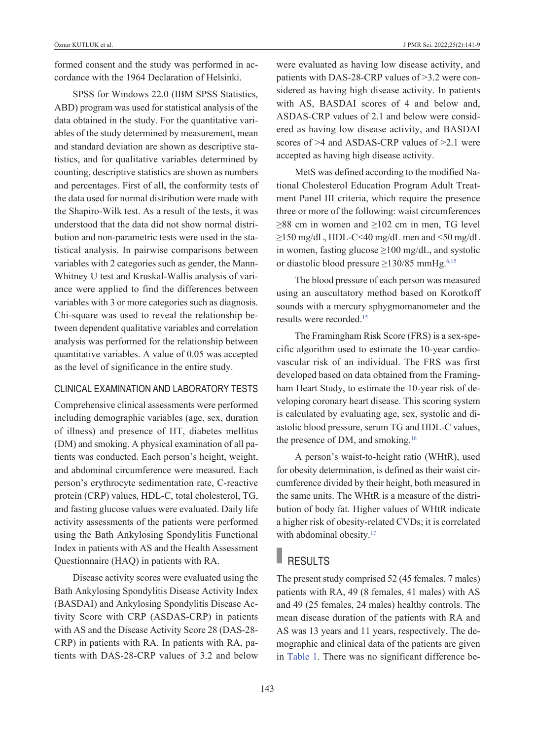formed consent and the study was performed in accordance with the 1964 Declaration of Helsinki.

SPSS for Windows 22.0 (IBM SPSS Statistics, ABD) program was used for statistical analysis of the data obtained in the study. For the quantitative variables of the study determined by measurement, mean and standard deviation are shown as descriptive statistics, and for qualitative variables determined by counting, descriptive statistics are shown as numbers and percentages. First of all, the conformity tests of the data used for normal distribution were made with the Shapiro-Wilk test. As a result of the tests, it was understood that the data did not show normal distribution and non-parametric tests were used in the statistical analysis. In pairwise comparisons between variables with 2 categories such as gender, the Mann-Whitney U test and Kruskal-Wallis analysis of variance were applied to find the differences between variables with 3 or more categories such as diagnosis. Chi-square was used to reveal the relationship between dependent qualitative variables and correlation analysis was performed for the relationship between quantitative variables. A value of 0.05 was accepted as the level of significance in the entire study.

### CLINICAL EXAMINATION AND LABORATORY TESTS

Comprehensive clinical assessments were performed including demographic variables (age, sex, duration of illness) and presence of HT, diabetes mellitus (DM) and smoking. A physical examination of all patients was conducted. Each person's height, weight, and abdominal circumference were measured. Each person's erythrocyte sedimentation rate, C-reactive protein (CRP) values, HDL-C, total cholesterol, TG, and fasting glucose values were evaluated. Daily life activity assessments of the patients were performed using the Bath Ankylosing Spondylitis Functional Index in patients with AS and the Health Assessment Questionnaire (HAQ) in patients with RA.

Disease activity scores were evaluated using the Bath Ankylosing Spondylitis Disease Activity Index (BASDAI) and Ankylosing Spondylitis Disease Activity Score with CRP (ASDAS-CRP) in patients with AS and the Disease Activity Score 28 (DAS-28-CRP) in patients with RA. In patients with RA, patients with DAS-28-CRP values of 3.2 and below were evaluated as having low disease activity, and patients with DAS-28-CRP values of >3.2 were considered as having high disease activity. In patients with AS, BASDAI scores of 4 and below and, ASDAS-CRP values of 2.1 and below were considered as having low disease activity, and BASDAI scores of >4 and ASDAS-CRP values of >2.1 were accepted as having high disease activity.

MetS was defined according to the modified National Cholesterol Education Program Adult Treatment Panel III criteria, which require the presence three or more of the following: waist circumferences ≥88 cm in women and ≥102 cm in men, TG level ≥150 mg/dL, HDL-C<40 mg/dL men and <50 mg/dL in women, fasting glucose ≥100 mg/dL, and systolic or diastolic blood pressure ≥130/85 mmHg.[6,15]

The blood pressure of each person was measured using an auscultatory method based on Korotkoff sounds with a mercury sphygmomanometer and the results were recorded.[15]

The Framingham Risk Score (FRS) is a sex-specific algorithm used to estimate the 10-year cardiovascular risk of an individual. The FRS was first developed based on data obtained from the Framingham Heart Study, to estimate the 10-year risk of developing coronary heart disease. This scoring system is calculated by evaluating age, sex, systolic and diastolic blood pressure, serum TG and HDL-C values, the presence of DM, and smoking.[16]

A person's waist-to-height ratio (WHtR), used for obesity determination, is defined as their waist circumference divided by their height, both measured in the same units. The WHtR is a measure of the distribution of body fat. Higher values of WHtR indicate a higher risk of obesity-related CVDs; it is correlated with abdominal obesity.[17]

## RESULTS

The present study comprised 52 (45 females, 7 males) patients with RA, 49 (8 females, 41 males) with AS and 49 (25 females, 24 males) healthy controls. The mean disease duration of the patients with RA and AS was 13 years and 11 years, respectively. The demographic and clinical data of the patients are given in Table 1. There was no significant difference be-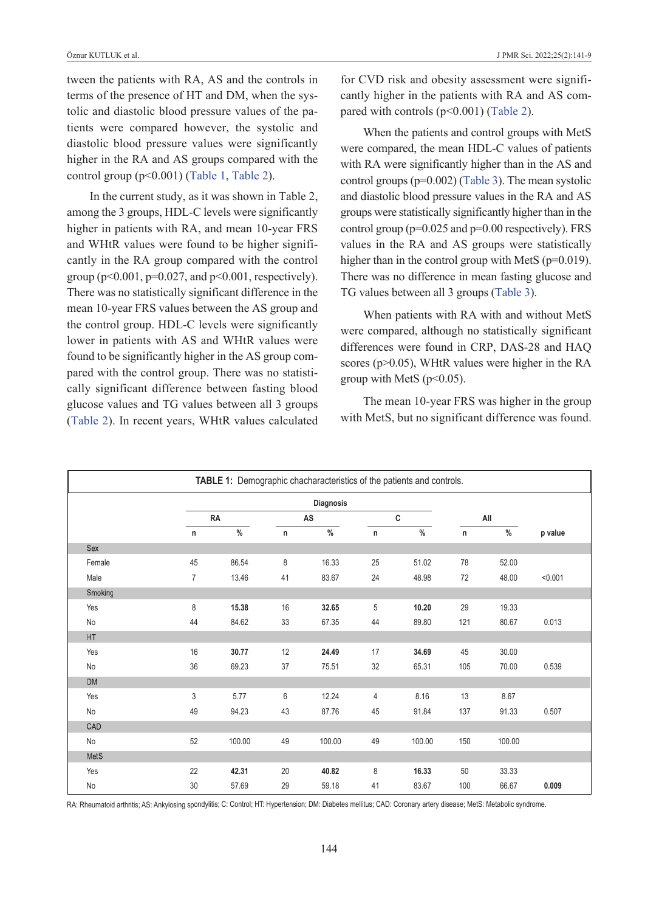tween the patients with RA, AS and the controls in terms of the presence of HT and DM, when the systolic and diastolic blood pressure values of the patients were compared however, the systolic and diastolic blood pressure values were significantly higher in the RA and AS groups compared with the control group (p<0.001) (Table 1, Table 2).

In the current study, as it was shown in Table 2, among the 3 groups, HDL-C levels were significantly higher in patients with RA, and mean 10-year FRS and WHtR values were found to be higher significantly in the RA group compared with the control group (p<0.001, p=0.027, and p<0.001, respectively). There was no statistically significant difference in the mean 10-year FRS values between the AS group and the control group. HDL-C levels were significantly lower in patients with AS and WHtR values were found to be significantly higher in the AS group compared with the control group. There was no statistically significant difference between fasting blood glucose values and TG values between all 3 groups (Table 2). In recent years, WHtR values calculated for CVD risk and obesity assessment were significantly higher in the patients with RA and AS compared with controls (p<0.001) (Table 2).

When the patients and control groups with MetS were compared, the mean HDL-C values of patients with RA were significantly higher than in the AS and control groups (p=0.002) (Table 3). The mean systolic and diastolic blood pressure values in the RA and AS groups were statistically significantly higher than in the control group (p=0.025 and p=0.00 respectively). FRS values in the RA and AS groups were statistically higher than in the control group with MetS (p=0.019). There was no difference in mean fasting glucose and TG values between all 3 groups (Table 3).

When patients with RA with and without MetS were compared, although no statistically significant differences were found in CRP, DAS-28 and HAQ scores (p>0.05), WHtR values were higher in the RA group with MetS (p<0.05).

The mean 10-year FRS was higher in the group with MetS, but no significant difference was found.

**TABLE 1:** Demographic chacharacteristics of the patients and controls.

| | Diagnosis | | | | | | | | |
|---|---|---|---|---|---|---|---|---|---|
| | RA | | AS | | C | | All | | |
| | n | % | n | % | n | % | n | % | p value |
| **Sex** | | | | | | | | | |
| Female | 45 | 86.54 | 8 | 16.33 | 25 | 51.02 | 78 | 52.00 | |
| Male | 7 | 13.46 | 41 | 83.67 | 24 | 48.98 | 72 | 48.00 | <0.001 |
| **Smoking** | | | | | | | | | |
| Yes | 8 | **15.38** | 16 | **32.65** | 5 | **10.20** | 29 | 19.33 | |
| No | 44 | 84.62 | 33 | 67.35 | 44 | 89.80 | 121 | 80.67 | 0.013 |
| **HT** | | | | | | | | | |
| Yes | 16 | **30.77** | 12 | **24.49** | 17 | **34.69** | 45 | 30.00 | |
| No | 36 | 69.23 | 37 | 75.51 | 32 | 65.31 | 105 | 70.00 | 0.539 |
| **DM** | | | | | | | | | |
| Yes | 3 | 5.77 | 6 | 12.24 | 4 | 8.16 | 13 | 8.67 | |
| No | 49 | 94.23 | 43 | 87.76 | 45 | 91.84 | 137 | 91.33 | 0.507 |
| **CAD** | | | | | | | | | |
| No | 52 | 100.00 | 49 | 100.00 | 49 | 100.00 | 150 | 100.00 | |
| **MetS** | | | | | | | | | |
| Yes | 22 | **42.31** | 20 | **40.82** | 8 | **16.33** | 50 | 33.33 | |
| No | 30 | 57.69 | 29 | 59.18 | 41 | 83.67 | 100 | 66.67 | **0.009** |

RA: Rheumatoid arthritis; AS: Ankylosing spondylitis; C: Control; HT: Hypertension; DM: Diabetes mellitus; CAD: Coronary artery disease; MetS: Metabolic syndrome.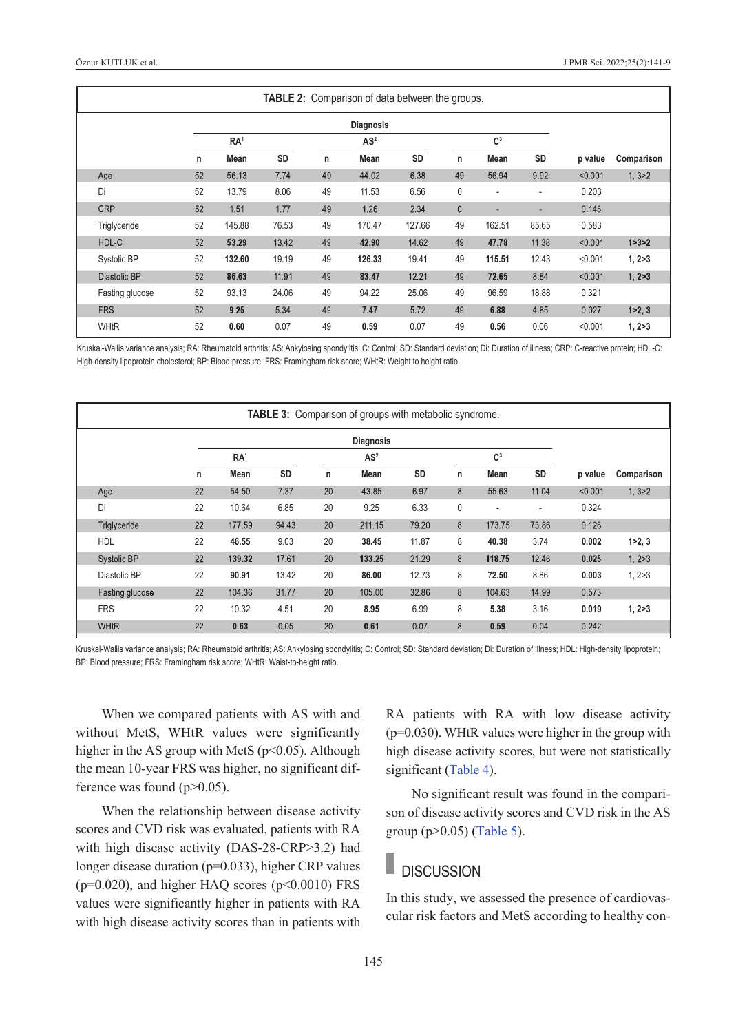**TABLE 2:** Comparison of data between the groups.

| | Diagnosis | | | | | | | | | | |
|---|---|---|---|---|---|---|---|---|---|---|---|
| | RA[1] | | | AS[2] | | | C[3] | | | | |
| | n | Mean | SD | n | Mean | SD | n | Mean | SD | p value | Comparison |
| Age | 52 | 56.13 | 7.74 | 49 | 44.02 | 6.38 | 49 | 56.94 | 9.92 | <0.001 | 1, 3>2 |
| Di | 52 | 13.79 | 8.06 | 49 | 11.53 | 6.56 | 0 | - | - | 0.203 | |
| CRP | 52 | 1.51 | 1.77 | 49 | 1.26 | 2.34 | 0 | - | - | 0.148 | |
| Triglyceride | 52 | 145.88 | 76.53 | 49 | 170.47 | 127.66 | 49 | 162.51 | 85.65 | 0.583 | |
| HDL-C | 52 | **53.29** | 13.42 | 49 | **42.90** | 14.62 | 49 | **47.78** | 11.38 | <0.001 | **1>3>2** |
| Systolic BP | 52 | **132.60** | 19.19 | 49 | **126.33** | 19.41 | 49 | **115.51** | 12.43 | <0.001 | **1, 2>3** |
| Diastolic BP | 52 | **86.63** | 11.91 | 49 | **83.47** | 12.21 | 49 | **72.65** | 8.84 | <0.001 | **1, 2>3** |
| Fasting glucose | 52 | 93.13 | 24.06 | 49 | 94.22 | 25.06 | 49 | 96.59 | 18.88 | 0.321 | |
| FRS | 52 | **9.25** | 5.34 | 49 | **7.47** | 5.72 | 49 | **6.88** | 4.85 | 0.027 | **1>2, 3** |
| WHtR | 52 | **0.60** | 0.07 | 49 | **0.59** | 0.07 | 49 | **0.56** | 0.06 | <0.001 | **1, 2>3** |

Kruskal-Wallis variance analysis; RA: Rheumatoid arthritis; AS: Ankylosing spondylitis; C: Control; SD: Standard deviation; Di: Duration of illness; CRP: C-reactive protein; HDL-C: High-density lipoprotein cholesterol; BP: Blood pressure; FRS: Framingham risk score; WHtR: Weight to height ratio.

**TABLE 3:** Comparison of groups with metabolic syndrome.

| | Diagnosis | | | | | | | | | | |
|---|---|---|---|---|---|---|---|---|---|---|---|
| | RA[1] | | | AS[2] | | | C[3] | | | | |
| | n | Mean | SD | n | Mean | SD | n | Mean | SD | p value | Comparison |
| Age | 22 | 54.50 | 7.37 | 20 | 43.85 | 6.97 | 8 | 55.63 | 11.04 | <0.001 | 1, 3>2 |
| Di | 22 | 10.64 | 6.85 | 20 | 9.25 | 6.33 | 0 | - | - | 0.324 | |
| Triglyceride | 22 | 177.59 | 94.43 | 20 | 211.15 | 79.20 | 8 | 173.75 | 73.86 | 0.126 | |
| HDL | 22 | **46.55** | 9.03 | 20 | **38.45** | 11.87 | 8 | **40.38** | 3.74 | **0.002** | **1>2, 3** |
| Systolic BP | 22 | **139.32** | 17.61 | 20 | **133.25** | 21.29 | 8 | **118.75** | 12.46 | **0.025** | **1, 2>3** |
| Diastolic BP | 22 | **90.91** | 13.42 | 20 | **86.00** | 12.73 | 8 | **72.50** | 8.86 | **0.003** | 1, 2>3 |
| Fasting glucose | 22 | 104.36 | 31.77 | 20 | 105.00 | 32.86 | 8 | 104.63 | 14.99 | 0.573 | |
| FRS | 22 | 10.32 | 4.51 | 20 | **8.95** | 6.99 | 8 | **5.38** | 3.16 | **0.019** | **1, 2>3** |
| WHtR | 22 | **0.63** | 0.05 | 20 | **0.61** | 0.07 | 8 | **0.59** | 0.04 | 0.242 | |

Kruskal-Wallis variance analysis; RA: Rheumatoid arthritis; AS: Ankylosing spondylitis; C: Control; SD: Standard deviation; Di: Duration of illness; HDL: High-density lipoprotein; BP: Blood pressure; FRS: Framingham risk score; WHtR: Waist-to-height ratio.

When we compared patients with AS with and without MetS, WHtR values were significantly higher in the AS group with MetS ($p<0.05$). Although the mean 10-year FRS was higher, no significant difference was found ($p>0.05$).

When the relationship between disease activity scores and CVD risk was evaluated, patients with RA with high disease activity (DAS-28-CRP>3.2) had longer disease duration ($p=0.033$), higher CRP values ($p=0.020$), and higher HAQ scores ($p<0.0010$) FRS values were significantly higher in patients with RA with high disease activity scores than in patients with RA patients with RA with low disease activity ($p=0.030$). WHtR values were higher in the group with high disease activity scores, but were not statistically significant (Table 4).

No significant result was found in the comparison of disease activity scores and CVD risk in the AS group ($p>0.05$) (Table 5).

## DISCUSSION

In this study, we assessed the presence of cardiovascular risk factors and MetS according to healthy con-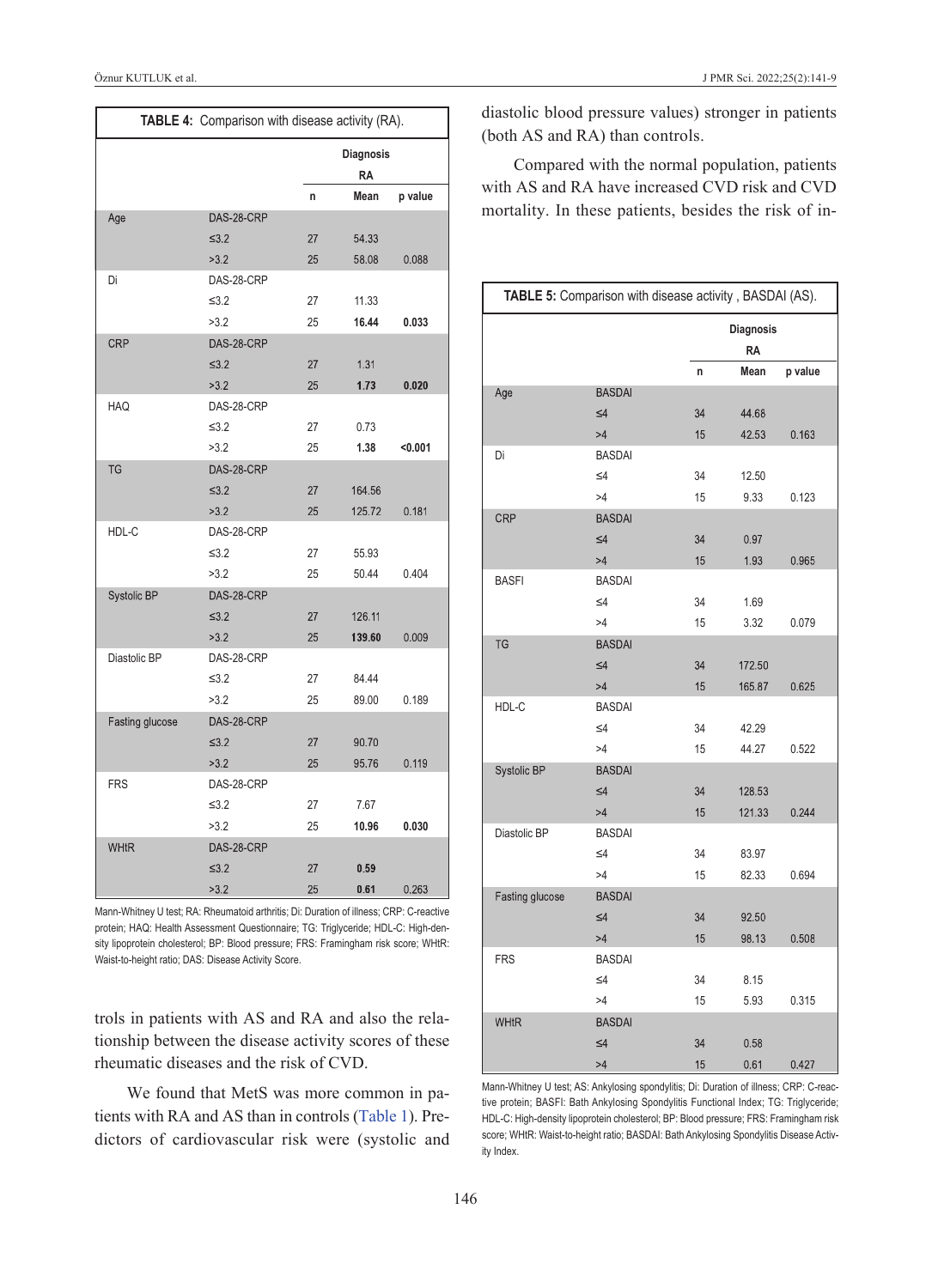**TABLE 4:** Comparison with disease activity (RA).

| | | Diagnosis | | |
|---|---|---|---|---|
| | | RA | | |
| | | n | Mean | p value |
| Age | DAS-28-CRP | | | |
| | ≤3.2 | 27 | 54.33 | |
| | >3.2 | 25 | 58.08 | 0.088 |
| Di | DAS-28-CRP | | | |
| | ≤3.2 | 27 | 11.33 | |
| | >3.2 | 25 | **16.44** | **0.033** |
| CRP | DAS-28-CRP | | | |
| | ≤3.2 | 27 | 1.31 | |
| | >3.2 | 25 | **1.73** | **0.020** |
| HAQ | DAS-28-CRP | | | |
| | ≤3.2 | 27 | 0.73 | |
| | >3.2 | 25 | **1.38** | **<0.001** |
| TG | DAS-28-CRP | | | |
| | ≤3.2 | 27 | 164.56 | |
| | >3.2 | 25 | 125.72 | 0.181 |
| HDL-C | DAS-28-CRP | | | |
| | ≤3.2 | 27 | 55.93 | |
| | >3.2 | 25 | 50.44 | 0.404 |
| Systolic BP | DAS-28-CRP | | | |
| | ≤3.2 | 27 | 126.11 | |
| | >3.2 | 25 | **139.60** | 0.009 |
| Diastolic BP | DAS-28-CRP | | | |
| | ≤3.2 | 27 | 84.44 | |
| | >3.2 | 25 | 89.00 | 0.189 |
| Fasting glucose | DAS-28-CRP | | | |
| | ≤3.2 | 27 | 90.70 | |
| | >3.2 | 25 | 95.76 | 0.119 |
| FRS | DAS-28-CRP | | | |
| | ≤3.2 | 27 | 7.67 | |
| | >3.2 | 25 | **10.96** | **0.030** |
| WHtR | DAS-28-CRP | | | |
| | ≤3.2 | 27 | **0.59** | |
| | >3.2 | 25 | **0.61** | 0.263 |

Mann-Whitney U test; RA: Rheumatoid arthritis; Di: Duration of illness; CRP: C-reactive protein; HAQ: Health Assessment Questionnaire; TG: Triglyceride; HDL-C: High-density lipoprotein cholesterol; BP: Blood pressure; FRS: Framingham risk score; WHtR: Waist-to-height ratio; DAS: Disease Activity Score.

trols in patients with AS and RA and also the relationship between the disease activity scores of these rheumatic diseases and the risk of CVD.

We found that MetS was more common in patients with RA and AS than in controls (Table 1). Predictors of cardiovascular risk were (systolic and diastolic blood pressure values) stronger in patients (both AS and RA) than controls.

Compared with the normal population, patients with AS and RA have increased CVD risk and CVD mortality. In these patients, besides the risk of in-

**TABLE 5:** Comparison with disease activity , BASDAI (AS).

| | | Diagnosis | | |
|---|---|---|---|---|
| | | RA | | |
| | | n | Mean | p value |
| Age | BASDAI | | | |
| | ≤4 | 34 | 44.68 | |
| | >4 | 15 | 42.53 | 0.163 |
| Di | BASDAI | | | |
| | ≤4 | 34 | 12.50 | |
| | >4 | 15 | 9.33 | 0.123 |
| CRP | BASDAI | | | |
| | ≤4 | 34 | 0.97 | |
| | >4 | 15 | 1.93 | 0.965 |
| BASFI | BASDAI | | | |
| | ≤4 | 34 | 1.69 | |
| | >4 | 15 | 3.32 | 0.079 |
| TG | BASDAI | | | |
| | ≤4 | 34 | 172.50 | |
| | >4 | 15 | 165.87 | 0.625 |
| HDL-C | BASDAI | | | |
| | ≤4 | 34 | 42.29 | |
| | >4 | 15 | 44.27 | 0.522 |
| Systolic BP | BASDAI | | | |
| | ≤4 | 34 | 128.53 | |
| | >4 | 15 | 121.33 | 0.244 |
| Diastolic BP | BASDAI | | | |
| | ≤4 | 34 | 83.97 | |
| | >4 | 15 | 82.33 | 0.694 |
| Fasting glucose | BASDAI | | | |
| | ≤4 | 34 | 92.50 | |
| | >4 | 15 | 98.13 | 0.508 |
| FRS | BASDAI | | | |
| | ≤4 | 34 | 8.15 | |
| | >4 | 15 | 5.93 | 0.315 |
| WHtR | BASDAI | | | |
| | ≤4 | 34 | 0.58 | |
| | >4 | 15 | 0.61 | 0.427 |

Mann-Whitney U test; AS: Ankylosing spondylitis; Di: Duration of illness; CRP: C-reactive protein; BASFI: Bath Ankylosing Spondylitis Functional Index; TG: Triglyceride; HDL-C: High-density lipoprotein cholesterol; BP: Blood pressure; FRS: Framingham risk score; WHtR: Waist-to-height ratio; BASDAI: Bath Ankylosing Spondylitis Disease Activity Index.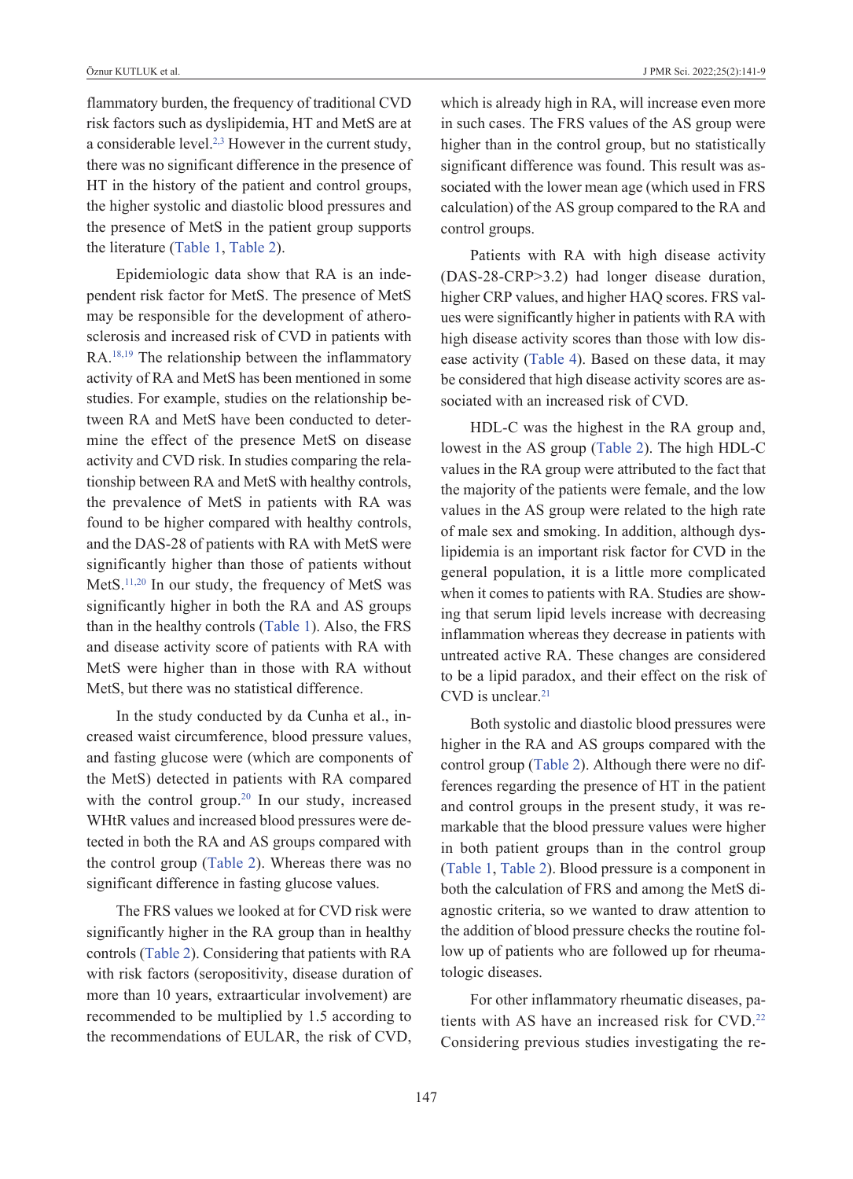flammatory burden, the frequency of traditional CVD risk factors such as dyslipidemia, HT and MetS are at a considerable level.[2,3] However in the current study, there was no significant difference in the presence of HT in the history of the patient and control groups, the higher systolic and diastolic blood pressures and the presence of MetS in the patient group supports the literature (Table 1, Table 2).

Epidemiologic data show that RA is an independent risk factor for MetS. The presence of MetS may be responsible for the development of atherosclerosis and increased risk of CVD in patients with RA.[18,19] The relationship between the inflammatory activity of RA and MetS has been mentioned in some studies. For example, studies on the relationship between RA and MetS have been conducted to determine the effect of the presence MetS on disease activity and CVD risk. In studies comparing the relationship between RA and MetS with healthy controls, the prevalence of MetS in patients with RA was found to be higher compared with healthy controls, and the DAS-28 of patients with RA with MetS were significantly higher than those of patients without MetS.[11,20] In our study, the frequency of MetS was significantly higher in both the RA and AS groups than in the healthy controls (Table 1). Also, the FRS and disease activity score of patients with RA with MetS were higher than in those with RA without MetS, but there was no statistical difference.

In the study conducted by da Cunha et al., increased waist circumference, blood pressure values, and fasting glucose were (which are components of the MetS) detected in patients with RA compared with the control group.[20] In our study, increased WHtR values and increased blood pressures were detected in both the RA and AS groups compared with the control group (Table 2). Whereas there was no significant difference in fasting glucose values.

The FRS values we looked at for CVD risk were significantly higher in the RA group than in healthy controls (Table 2). Considering that patients with RA with risk factors (seropositivity, disease duration of more than 10 years, extraarticular involvement) are recommended to be multiplied by 1.5 according to the recommendations of EULAR, the risk of CVD, which is already high in RA, will increase even more in such cases. The FRS values of the AS group were higher than in the control group, but no statistically significant difference was found. This result was associated with the lower mean age (which used in FRS calculation) of the AS group compared to the RA and control groups.

Patients with RA with high disease activity (DAS-28-CRP>3.2) had longer disease duration, higher CRP values, and higher HAQ scores. FRS values were significantly higher in patients with RA with high disease activity scores than those with low disease activity (Table 4). Based on these data, it may be considered that high disease activity scores are associated with an increased risk of CVD.

HDL-C was the highest in the RA group and, lowest in the AS group (Table 2). The high HDL-C values in the RA group were attributed to the fact that the majority of the patients were female, and the low values in the AS group were related to the high rate of male sex and smoking. In addition, although dyslipidemia is an important risk factor for CVD in the general population, it is a little more complicated when it comes to patients with RA. Studies are showing that serum lipid levels increase with decreasing inflammation whereas they decrease in patients with untreated active RA. These changes are considered to be a lipid paradox, and their effect on the risk of CVD is unclear.[21]

Both systolic and diastolic blood pressures were higher in the RA and AS groups compared with the control group (Table 2). Although there were no differences regarding the presence of HT in the patient and control groups in the present study, it was remarkable that the blood pressure values were higher in both patient groups than in the control group (Table 1, Table 2). Blood pressure is a component in both the calculation of FRS and among the MetS diagnostic criteria, so we wanted to draw attention to the addition of blood pressure checks the routine follow up of patients who are followed up for rheumatologic diseases.

For other inflammatory rheumatic diseases, patients with AS have an increased risk for CVD.[22] Considering previous studies investigating the re-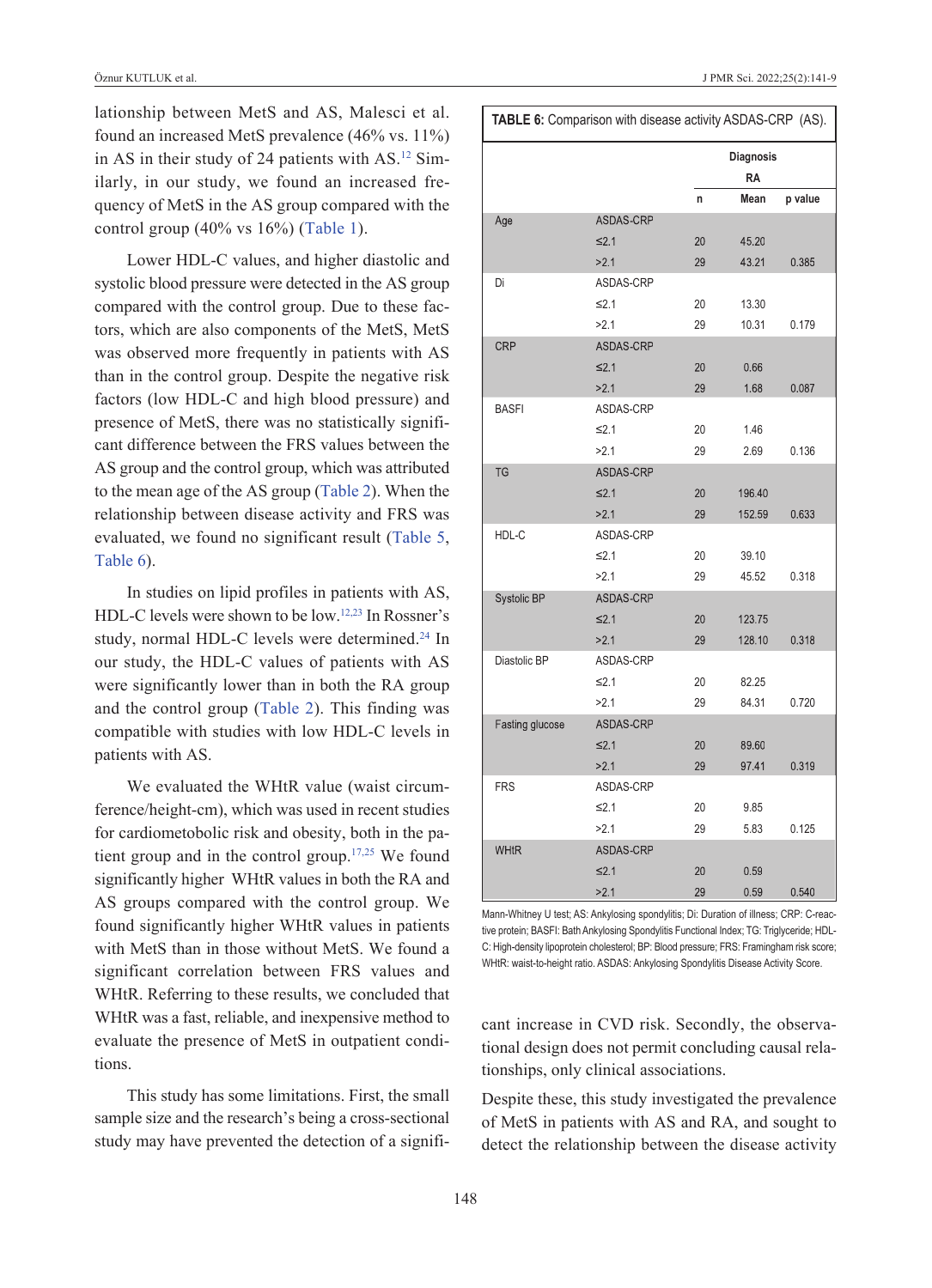lationship between MetS and AS, Malesci et al. found an increased MetS prevalence (46% vs. 11%) in AS in their study of 24 patients with AS.[12] Similarly, in our study, we found an increased frequency of MetS in the AS group compared with the control group (40% vs 16%) (Table 1).

Lower HDL-C values, and higher diastolic and systolic blood pressure were detected in the AS group compared with the control group. Due to these factors, which are also components of the MetS, MetS was observed more frequently in patients with AS than in the control group. Despite the negative risk factors (low HDL-C and high blood pressure) and presence of MetS, there was no statistically significant difference between the FRS values between the AS group and the control group, which was attributed to the mean age of the AS group (Table 2). When the relationship between disease activity and FRS was evaluated, we found no significant result (Table 5, Table 6).

In studies on lipid profiles in patients with AS, HDL-C levels were shown to be low.[12,23] In Rossner's study, normal HDL-C levels were determined.[24] In our study, the HDL-C values of patients with AS were significantly lower than in both the RA group and the control group (Table 2). This finding was compatible with studies with low HDL-C levels in patients with AS.

We evaluated the WHtR value (waist circumference/height-cm), which was used in recent studies for cardiometobolic risk and obesity, both in the patient group and in the control group.[17,25] We found significantly higher WHtR values in both the RA and AS groups compared with the control group. We found significantly higher WHtR values in patients with MetS than in those without MetS. We found a significant correlation between FRS values and WHtR. Referring to these results, we concluded that WHtR was a fast, reliable, and inexpensive method to evaluate the presence of MetS in outpatient conditions.

This study has some limitations. First, the small sample size and the research's being a cross-sectional study may have prevented the detection of a significant increase in CVD risk. Secondly, the observational design does not permit concluding causal relationships, only clinical associations.

Despite these, this study investigated the prevalence of MetS in patients with AS and RA, and sought to detect the relationship between the disease activity

**TABLE 6:** Comparison with disease activity ASDAS-CRP (AS).

| | | Diagnosis | | |
|---|---|---|---|---|
| | | RA | | |
| | | n | Mean | p value |
| Age | ASDAS-CRP | | | |
| | ≤2.1 | 20 | 45.20 | |
| | >2.1 | 29 | 43.21 | 0.385 |
| Di | ASDAS-CRP | | | |
| | ≤2.1 | 20 | 13.30 | |
| | >2.1 | 29 | 10.31 | 0.179 |
| CRP | ASDAS-CRP | | | |
| | ≤2.1 | 20 | 0.66 | |
| | >2.1 | 29 | 1.68 | 0.087 |
| BASFI | ASDAS-CRP | | | |
| | ≤2.1 | 20 | 1.46 | |
| | >2.1 | 29 | 2.69 | 0.136 |
| TG | ASDAS-CRP | | | |
| | ≤2.1 | 20 | 196.40 | |
| | >2.1 | 29 | 152.59 | 0.633 |
| HDL-C | ASDAS-CRP | | | |
| | ≤2.1 | 20 | 39.10 | |
| | >2.1 | 29 | 45.52 | 0.318 |
| Systolic BP | ASDAS-CRP | | | |
| | ≤2.1 | 20 | 123.75 | |
| | >2.1 | 29 | 128.10 | 0.318 |
| Diastolic BP | ASDAS-CRP | | | |
| | ≤2.1 | 20 | 82.25 | |
| | >2.1 | 29 | 84.31 | 0.720 |
| Fasting glucose | ASDAS-CRP | | | |
| | ≤2.1 | 20 | 89.60 | |
| | >2.1 | 29 | 97.41 | 0.319 |
| FRS | ASDAS-CRP | | | |
| | ≤2.1 | 20 | 9.85 | |
| | >2.1 | 29 | 5.83 | 0.125 |
| WHtR | ASDAS-CRP | | | |
| | ≤2.1 | 20 | 0.59 | |
| | >2.1 | 29 | 0.59 | 0.540 |

Mann-Whitney U test; AS: Ankylosing spondylitis; Di: Duration of illness; CRP: C-reactive protein; BASFI: Bath Ankylosing Spondylitis Functional Index; TG: Triglyceride; HDL-C: High-density lipoprotein cholesterol; BP: Blood pressure; FRS: Framingham risk score; WHtR: waist-to-height ratio. ASDAS: Ankylosing Spondylitis Disease Activity Score.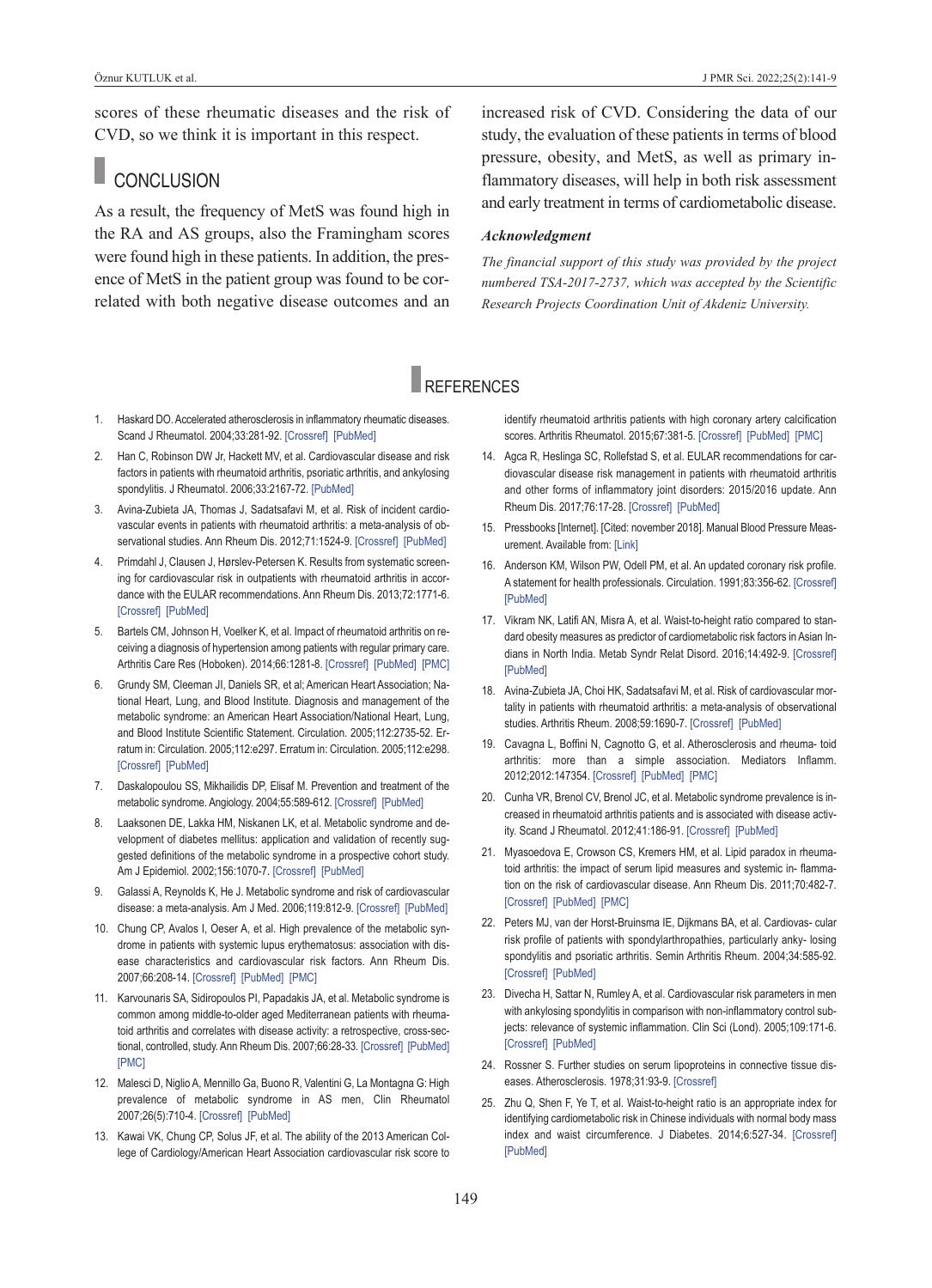scores of these rheumatic diseases and the risk of CVD, so we think it is important in this respect.

## CONCLUSION

As a result, the frequency of MetS was found high in the RA and AS groups, also the Framingham scores were found high in these patients. In addition, the presence of MetS in the patient group was found to be correlated with both negative disease outcomes and an increased risk of CVD. Considering the data of our study, the evaluation of these patients in terms of blood pressure, obesity, and MetS, as well as primary inflammatory diseases, will help in both risk assessment and early treatment in terms of cardiometabolic disease.

### *Acknowledgment*

*The financial support of this study was provided by the project numbered TSA-2017-2737, which was accepted by the Scientific Research Projects Coordination Unit of Akdeniz University.*

## REFERENCES

1. Haskard DO. Accelerated atherosclerosis in inflammatory rheumatic diseases. Scand J Rheumatol. 2004;33:281-92. [Crossref] [PubMed]
2. Han C, Robinson DW Jr, Hackett MV, et al. Cardiovascular disease and risk factors in patients with rheumatoid arthritis, psoriatic arthritis, and ankylosing spondylitis. J Rheumatol. 2006;33:2167-72. [PubMed]
3. Avina-Zubieta JA, Thomas J, Sadatsafavi M, et al. Risk of incident cardiovascular events in patients with rheumatoid arthritis: a meta-analysis of observational studies. Ann Rheum Dis. 2012;71:1524-9. [Crossref] [PubMed]
4. Primdahl J, Clausen J, Hørslev-Petersen K. Results from systematic screening for cardiovascular risk in outpatients with rheumatoid arthritis in accordance with the EULAR recommendations. Ann Rheum Dis. 2013;72:1771-6. [Crossref] [PubMed]
5. Bartels CM, Johnson H, Voelker K, et al. Impact of rheumatoid arthritis on receiving a diagnosis of hypertension among patients with regular primary care. Arthritis Care Res (Hoboken). 2014;66:1281-8. [Crossref] [PubMed] [PMC]
6. Grundy SM, Cleeman JI, Daniels SR, et al; American Heart Association; National Heart, Lung, and Blood Institute. Diagnosis and management of the metabolic syndrome: an American Heart Association/National Heart, Lung, and Blood Institute Scientific Statement. Circulation. 2005;112:2735-52. Erratum in: Circulation. 2005;112:e297. Erratum in: Circulation. 2005;112:e298. [Crossref] [PubMed]
7. Daskalopoulou SS, Mikhailidis DP, Elisaf M. Prevention and treatment of the metabolic syndrome. Angiology. 2004;55:589-612. [Crossref] [PubMed]
8. Laaksonen DE, Lakka HM, Niskanen LK, et al. Metabolic syndrome and development of diabetes mellitus: application and validation of recently suggested definitions of the metabolic syndrome in a prospective cohort study. Am J Epidemiol. 2002;156:1070-7. [Crossref] [PubMed]
9. Galassi A, Reynolds K, He J. Metabolic syndrome and risk of cardiovascular disease: a meta-analysis. Am J Med. 2006;119:812-9. [Crossref] [PubMed]
10. Chung CP, Avalos I, Oeser A, et al. High prevalence of the metabolic syndrome in patients with systemic lupus erythematosus: association with disease characteristics and cardiovascular risk factors. Ann Rheum Dis. 2007;66:208-14. [Crossref] [PubMed] [PMC]
11. Karvounaris SA, Sidiropoulos PI, Papadakis JA, et al. Metabolic syndrome is common among middle-to-older aged Mediterranean patients with rheumatoid arthritis and correlates with disease activity: a retrospective, cross-sectional, controlled, study. Ann Rheum Dis. 2007;66:28-33. [Crossref] [PubMed] [PMC]
12. Malesci D, Niglio A, Mennillo Ga, Buono R, Valentini G, La Montagna G: High prevalence of metabolic syndrome in AS men, Clin Rheumatol 2007;26(5):710-4. [Crossref] [PubMed]
13. Kawai VK, Chung CP, Solus JF, et al. The ability of the 2013 American College of Cardiology/American Heart Association cardiovascular risk score to identify rheumatoid arthritis patients with high coronary artery calcification scores. Arthritis Rheumatol. 2015;67:381-5. [Crossref] [PubMed] [PMC]
14. Agca R, Heslinga SC, Rollefstad S, et al. EULAR recommendations for cardiovascular disease risk management in patients with rheumatoid arthritis and other forms of inflammatory joint disorders: 2015/2016 update. Ann Rheum Dis. 2017;76:17-28. [Crossref] [PubMed]
15. Pressbooks [Internet]. [Cited: november 2018]. Manual Blood Pressure Measurement. Available from: [Link]
16. Anderson KM, Wilson PW, Odell PM, et al. An updated coronary risk profile. A statement for health professionals. Circulation. 1991;83:356-62. [Crossref] [PubMed]
17. Vikram NK, Latifi AN, Misra A, et al. Waist-to-height ratio compared to standard obesity measures as predictor of cardiometabolic risk factors in Asian Indians in North India. Metab Syndr Relat Disord. 2016;14:492-9. [Crossref] [PubMed]
18. Avina-Zubieta JA, Choi HK, Sadatsafavi M, et al. Risk of cardiovascular mortality in patients with rheumatoid arthritis: a meta-analysis of observational studies. Arthritis Rheum. 2008;59:1690-7. [Crossref] [PubMed]
19. Cavagna L, Boffini N, Cagnotto G, et al. Atherosclerosis and rheuma- toid arthritis: more than a simple association. Mediators Inflamm. 2012;2012:147354. [Crossref] [PubMed] [PMC]
20. Cunha VR, Brenol CV, Brenol JC, et al. Metabolic syndrome prevalence is increased in rheumatoid arthritis patients and is associated with disease activity. Scand J Rheumatol. 2012;41:186-91. [Crossref] [PubMed]
21. Myasoedova E, Crowson CS, Kremers HM, et al. Lipid paradox in rheumatoid arthritis: the impact of serum lipid measures and systemic inflammation on the risk of cardiovascular disease. Ann Rheum Dis. 2011;70:482-7. [Crossref] [PubMed] [PMC]
22. Peters MJ, van der Horst-Bruinsma IE, Dijkmans BA, et al. Cardiovas- cular risk profile of patients with spondylarthropathies, particularly anky- losing spondylitis and psoriatic arthritis. Semin Arthritis Rheum. 2004;34:585-92. [Crossref] [PubMed]
23. Divecha H, Sattar N, Rumley A, et al. Cardiovascular risk parameters in men with ankylosing spondylitis in comparison with non-inflammatory control subjects: relevance of systemic inflammation. Clin Sci (Lond). 2005;109:171-6. [Crossref] [PubMed]
24. Rossner S. Further studies on serum lipoproteins in connective tissue diseases. Atherosclerosis. 1978;31:93-9. [Crossref]
25. Zhu Q, Shen F, Ye T, et al. Waist-to-height ratio is an appropriate index for identifying cardiometabolic risk in Chinese individuals with normal body mass index and waist circumference. J Diabetes. 2014;6:527-34. [Crossref] [PubMed]